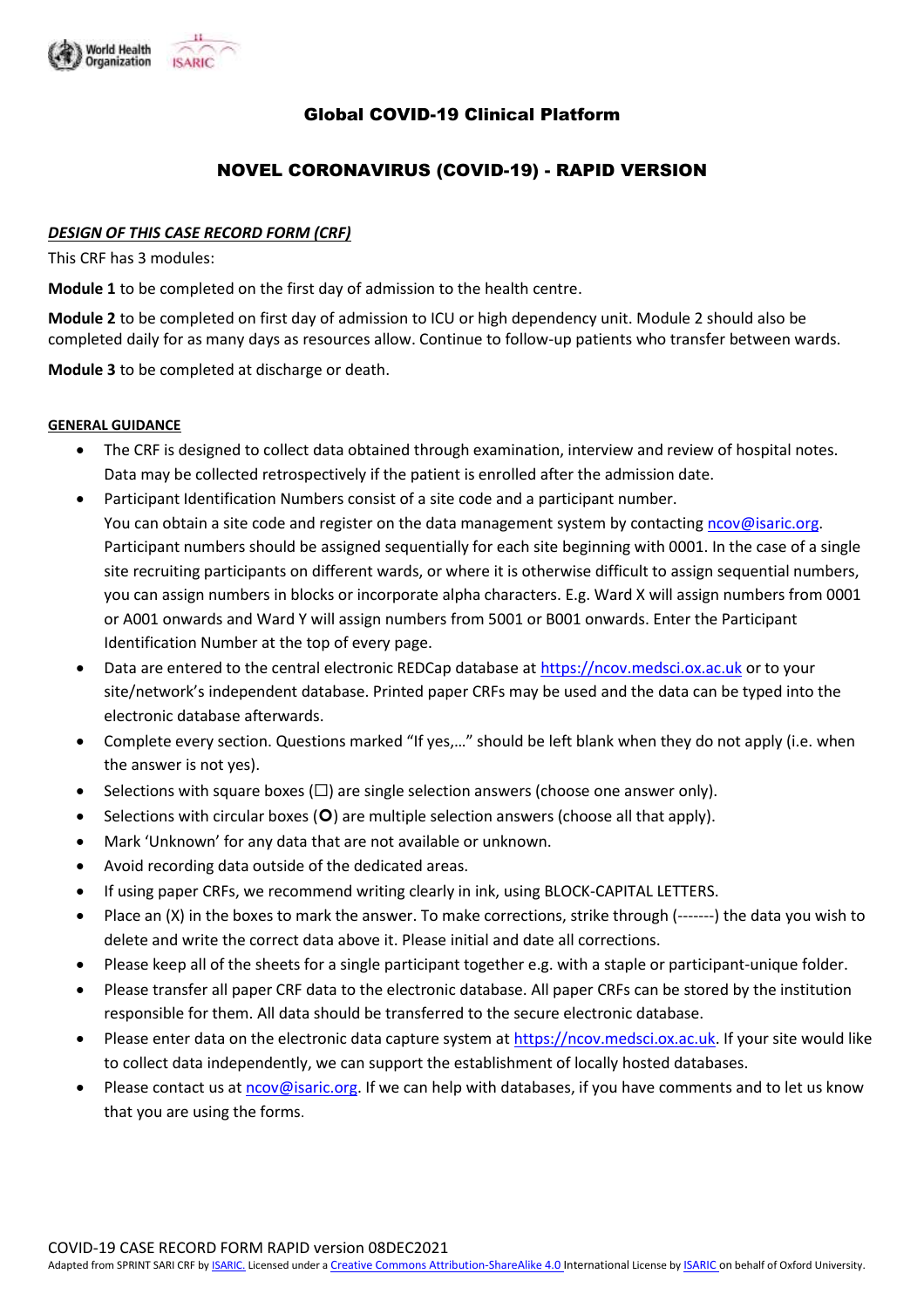## Global COVID-19 Clinical Platform

## NOVEL CORONAVIRUS (COVID-19) - RAPID VERSION

***DESIGN OF THIS CASE RECORD FORM (CRF)***

This CRF has 3 modules:

**Module 1** to be completed on the first day of admission to the health centre.

**Module 2** to be completed on first day of admission to ICU or high dependency unit. Module 2 should also be completed daily for as many days as resources allow. Continue to follow-up patients who transfer between wards.

**Module 3** to be completed at discharge or death.

**GENERAL GUIDANCE**

- The CRF is designed to collect data obtained through examination, interview and review of hospital notes. Data may be collected retrospectively if the patient is enrolled after the admission date.
- Participant Identification Numbers consist of a site code and a participant number. You can obtain a site code and register on the data management system by contacting ncov@isaric.org. Participant numbers should be assigned sequentially for each site beginning with 0001. In the case of a single site recruiting participants on different wards, or where it is otherwise difficult to assign sequential numbers, you can assign numbers in blocks or incorporate alpha characters. E.g. Ward X will assign numbers from 0001 or A001 onwards and Ward Y will assign numbers from 5001 or B001 onwards. Enter the Participant Identification Number at the top of every page.
- Data are entered to the central electronic REDCap database at https://ncov.medsci.ox.ac.uk or to your site/network's independent database. Printed paper CRFs may be used and the data can be typed into the electronic database afterwards.
- Complete every section. Questions marked "If yes,…" should be left blank when they do not apply (i.e. when the answer is not yes).
- Selections with square boxes (☐) are single selection answers (choose one answer only).
- Selections with circular boxes (**O**) are multiple selection answers (choose all that apply).
- Mark 'Unknown' for any data that are not available or unknown.
- Avoid recording data outside of the dedicated areas.
- If using paper CRFs, we recommend writing clearly in ink, using BLOCK-CAPITAL LETTERS.
- Place an (X) in the boxes to mark the answer. To make corrections, strike through (-------) the data you wish to delete and write the correct data above it. Please initial and date all corrections.
- Please keep all of the sheets for a single participant together e.g. with a staple or participant-unique folder.
- Please transfer all paper CRF data to the electronic database. All paper CRFs can be stored by the institution responsible for them. All data should be transferred to the secure electronic database.
- Please enter data on the electronic data capture system at https://ncov.medsci.ox.ac.uk. If your site would like to collect data independently, we can support the establishment of locally hosted databases.
- Please contact us at ncov@isaric.org. If we can help with databases, if you have comments and to let us know that you are using the forms.

COVID-19 CASE RECORD FORM RAPID version 08DEC2021

Adapted from SPRINT SARI CRF by ISARIC. Licensed under a Creative Commons Attribution-ShareAlike 4.0 International License by ISARIC on behalf of Oxford University.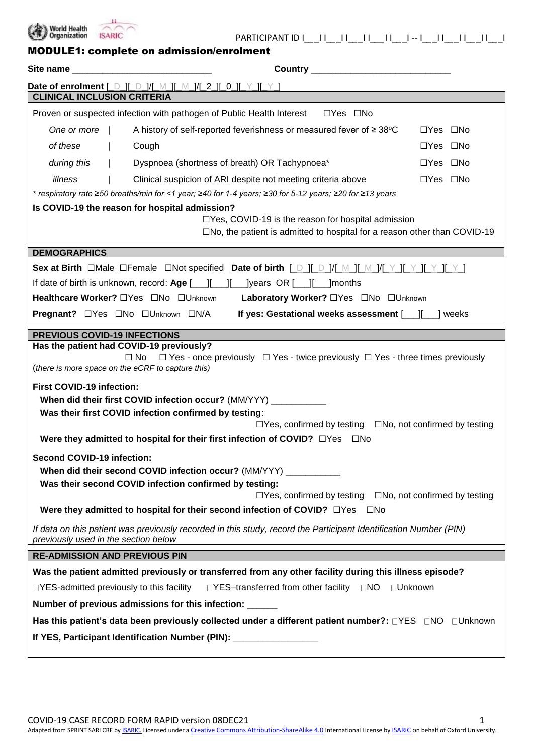PARTICIPANT ID I__I I__I I__I I__I I__I I__I -- I__I I__I I__I I__I I__I

## MODULE1: complete on admission/enrolment

**Site name** ___________________________ **Country** ___________________________

**Date of enrolment** [_D_][_D_]/[_M_][_M_]/[_2_][_0_][_Y_][_Y_]

### CLINICAL INCLUSION CRITERIA

Proven or suspected infection with pathogen of Public Health Interest ☐Yes ☐No

| *One or more of these during this illness* | | |
|---|---|---|
| | A history of self-reported feverishness or measured fever of ≥ 38ºC | ☐Yes ☐No |
| | Cough | ☐Yes ☐No |
| | Dyspnoea (shortness of breath) OR Tachypnoea* | ☐Yes ☐No |
| | Clinical suspicion of ARI despite not meeting criteria above | ☐Yes ☐No |

*\* respiratory rate ≥50 breaths/min for <1 year; ≥40 for 1-4 years; ≥30 for 5-12 years; ≥20 for ≥13 years*

**Is COVID-19 the reason for hospital admission?**
☐Yes, COVID-19 is the reason for hospital admission
☐No, the patient is admitted to hospital for a reason other than COVID-19

### DEMOGRAPHICS

**Sex at Birth** ☐Male ☐Female ☐Not specified **Date of birth** [_D_][_D_]/[_M_][_M_]/[_Y_][_Y_][_Y_][_Y_]

If date of birth is unknown, record: **Age** [___][___][___]years OR [___][___]months

**Healthcare Worker?** ☐Yes ☐No ☐Unknown **Laboratory Worker?** ☐Yes ☐No ☐Unknown

**Pregnant?** ☐Yes ☐No ☐Unknown ☐N/A **If yes: Gestational weeks assessment** [___][___] weeks

### PREVIOUS COVID-19 INFECTIONS

**Has the patient had COVID-19 previously?**
☐ No ☐ Yes - once previously ☐ Yes - twice previously ☐ Yes - three times previously
(*there is more space on the eCRF to capture this)*

**First COVID-19 infection:**

**When did their first COVID infection occur?** (MM/YYYY) ___________

**Was their first COVID infection confirmed by testing**:
☐Yes, confirmed by testing ☐No, not confirmed by testing

**Were they admitted to hospital for their first infection of COVID?** ☐Yes ☐No

**Second COVID-19 infection:**

**When did their second COVID infection occur?** (MM/YYYY) ___________

**Was their second COVID infection confirmed by testing:**
☐Yes, confirmed by testing ☐No, not confirmed by testing

**Were they admitted to hospital for their second infection of COVID?** ☐Yes ☐No

*If data on this patient was previously recorded in this study, record the Participant Identification Number (PIN) previously used in the section below*

### RE-ADMISSION AND PREVIOUS PIN

**Was the patient admitted previously or transferred from any other facility during this illness episode?**

☐YES-admitted previously to this facility ☐YES–transferred from other facility ☐NO ☐Unknown

**Number of previous admissions for this infection:** ______

**Has this patient's data been previously collected under a different patient number?:** ☐YES ☐NO ☐Unknown

**If YES, Participant Identification Number (PIN):** ________________

COVID-19 CASE RECORD FORM RAPID version 08DEC21

Adapted from SPRINT SARI CRF by ISARIC. Licensed under a Creative Commons Attribution-ShareAlike 4.0 International License by ISARIC on behalf of Oxford University.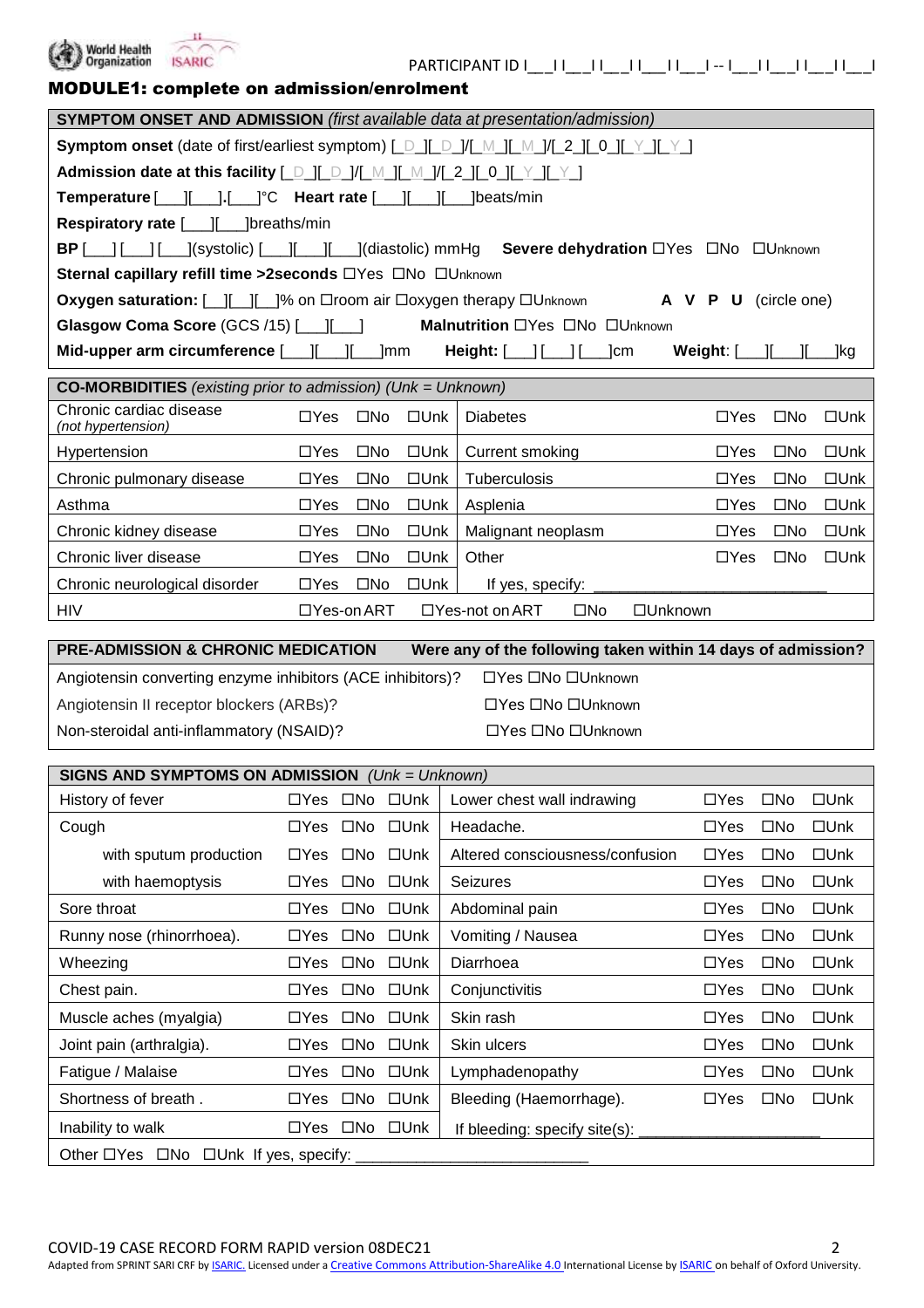PARTICIPANT ID I__I I__I I__I I__I I__I I__I -- I__I I__I I__I I__I I__I

## MODULE1: complete on admission/enrolment

| **SYMPTOM ONSET AND ADMISSION** *(first available data at presentation/admission)* |
|---|
| **Symptom onset** (date of first/earliest symptom) [_D_][_D_]/[_M_][_M_]/[_2_][_0_][_Y_][_Y_] |
| **Admission date at this facility** [_D_][_D_]/[_M_][_M_]/[_2_][_0_][_Y_][_Y_] |
| **Temperature** [___][___].[___]°C **Heart rate** [___][___][___]beats/min |
| **Respiratory rate** [___][___]breaths/min |
| **BP** [___][___][___](systolic) [___][___][___](diastolic) mmHg **Severe dehydration** ☐Yes ☐No ☐Unknown |
| **Sternal capillary refill time >2seconds** ☐Yes ☐No ☐Unknown |
| **Oxygen saturation:** [__][__][__]% on ☐room air ☐oxygen therapy ☐Unknown **A V P U** (circle one) |
| **Glasgow Coma Score** (GCS /15) [___][___] **Malnutrition** ☐Yes ☐No ☐Unknown |
| **Mid-upper arm circumference** [___][___][___]mm **Height:** [___][___][___]cm **Weight**: [___][___][___]kg |

| **CO-MORBIDITIES** *(existing prior to admission) (Unk = Unknown)* | | | | | | | |
|---|---|---|---|---|---|---|---|
| Chronic cardiac disease *(not hypertension)* | ☐Yes | ☐No | ☐Unk | Diabetes | ☐Yes | ☐No | ☐Unk |
| Hypertension | ☐Yes | ☐No | ☐Unk | Current smoking | ☐Yes | ☐No | ☐Unk |
| Chronic pulmonary disease | ☐Yes | ☐No | ☐Unk | Tuberculosis | ☐Yes | ☐No | ☐Unk |
| Asthma | ☐Yes | ☐No | ☐Unk | Asplenia | ☐Yes | ☐No | ☐Unk |
| Chronic kidney disease | ☐Yes | ☐No | ☐Unk | Malignant neoplasm | ☐Yes | ☐No | ☐Unk |
| Chronic liver disease | ☐Yes | ☐No | ☐Unk | Other | ☐Yes | ☐No | ☐Unk |
| Chronic neurological disorder | ☐Yes | ☐No | ☐Unk | If yes, specify: ___________________________ | | | |
| HIV | ☐Yes-on ART | ☐Yes-not on ART | ☐No | ☐Unknown | | | |

| **PRE-ADMISSION & CHRONIC MEDICATION** | **Were any of the following taken within 14 days of admission?** |
|---|---|
| Angiotensin converting enzyme inhibitors (ACE inhibitors)? | ☐Yes ☐No ☐Unknown |
| Angiotensin II receptor blockers (ARBs)? | ☐Yes ☐No ☐Unknown |
| Non-steroidal anti-inflammatory (NSAID)? | ☐Yes ☐No ☐Unknown |

| **SIGNS AND SYMPTOMS ON ADMISSION** *(Unk = Unknown)* | | | | | | | |
|---|---|---|---|---|---|---|---|
| History of fever | ☐Yes | ☐No | ☐Unk | Lower chest wall indrawing | ☐Yes | ☐No | ☐Unk |
| Cough | ☐Yes | ☐No | ☐Unk | Headache. | ☐Yes | ☐No | ☐Unk |
| with sputum production | ☐Yes | ☐No | ☐Unk | Altered consciousness/confusion | ☐Yes | ☐No | ☐Unk |
| with haemoptysis | ☐Yes | ☐No | ☐Unk | Seizures | ☐Yes | ☐No | ☐Unk |
| Sore throat | ☐Yes | ☐No | ☐Unk | Abdominal pain | ☐Yes | ☐No | ☐Unk |
| Runny nose (rhinorrhoea). | ☐Yes | ☐No | ☐Unk | Vomiting / Nausea | ☐Yes | ☐No | ☐Unk |
| Wheezing | ☐Yes | ☐No | ☐Unk | Diarrhoea | ☐Yes | ☐No | ☐Unk |
| Chest pain. | ☐Yes | ☐No | ☐Unk | Conjunctivitis | ☐Yes | ☐No | ☐Unk |
| Muscle aches (myalgia) | ☐Yes | ☐No | ☐Unk | Skin rash | ☐Yes | ☐No | ☐Unk |
| Joint pain (arthralgia). | ☐Yes | ☐No | ☐Unk | Skin ulcers | ☐Yes | ☐No | ☐Unk |
| Fatigue / Malaise | ☐Yes | ☐No | ☐Unk | Lymphadenopathy | ☐Yes | ☐No | ☐Unk |
| Shortness of breath . | ☐Yes | ☐No | ☐Unk | Bleeding (Haemorrhage). | ☐Yes | ☐No | ☐Unk |
| Inability to walk | ☐Yes | ☐No | ☐Unk | If bleeding: specify site(s): _____________________ | | | |
| Other ☐Yes ☐No ☐Unk If yes, specify: __________________________ | | | | | | | |

COVID-19 CASE RECORD FORM RAPID version 08DEC21

Adapted from SPRINT SARI CRF by ISARIC. Licensed under a Creative Commons Attribution-ShareAlike 4.0 International License by ISARIC on behalf of Oxford University.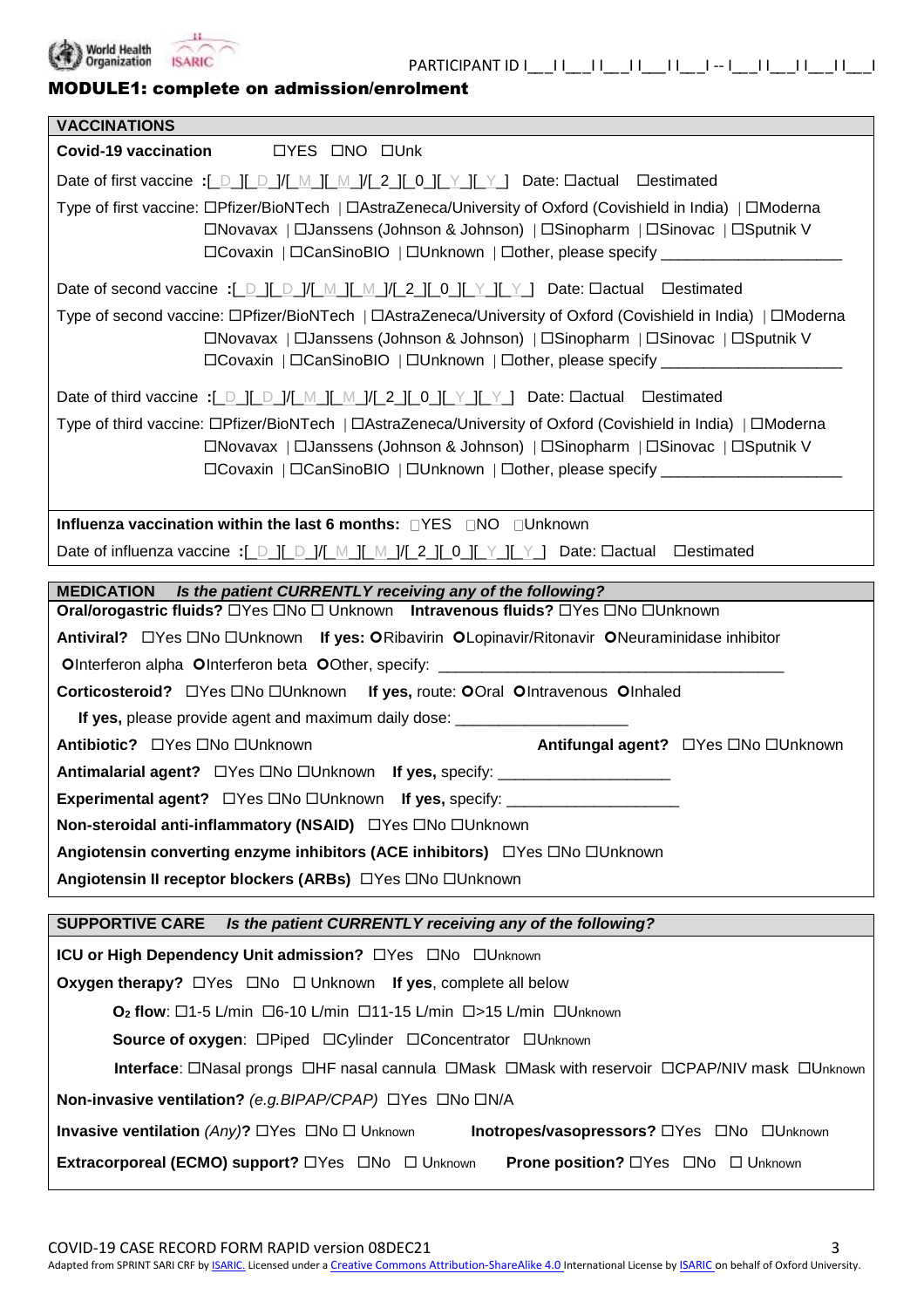PARTICIPANT ID I\_\_I I\_\_I I\_\_I I\_\_I I\_\_I -- I\_\_I I\_\_I I\_\_I I\_\_I

## MODULE1: complete on admission/enrolment

### VACCINATIONS

**Covid-19 vaccination** ☐YES ☐NO ☐Unk

Date of first vaccine :[_D_][_D_]/[_M_][_M_]/[_2_][_0_][_Y_][_Y_] Date: ☐actual ☐estimated

Type of first vaccine: ☐Pfizer/BioNTech | ☐AstraZeneca/University of Oxford (Covishield in India) | ☐Moderna | ☐Novavax | ☐Janssens (Johnson & Johnson) | ☐Sinopharm | ☐Sinovac | ☐Sputnik V | ☐Covaxin | ☐CanSinoBIO | ☐Unknown | ☐other, please specify ____________________

Date of second vaccine :[_D_][_D_]/[_M_][_M_]/[_2_][_0_][_Y_][_Y_] Date: ☐actual ☐estimated

Type of second vaccine: ☐Pfizer/BioNTech | ☐AstraZeneca/University of Oxford (Covishield in India) | ☐Moderna | ☐Novavax | ☐Janssens (Johnson & Johnson) | ☐Sinopharm | ☐Sinovac | ☐Sputnik V | ☐Covaxin | ☐CanSinoBIO | ☐Unknown | ☐other, please specify ____________________

Date of third vaccine :[_D_][_D_]/[_M_][_M_]/[_2_][_0_][_Y_][_Y_] Date: ☐actual ☐estimated

Type of third vaccine: ☐Pfizer/BioNTech | ☐AstraZeneca/University of Oxford (Covishield in India) | ☐Moderna | ☐Novavax | ☐Janssens (Johnson & Johnson) | ☐Sinopharm | ☐Sinovac | ☐Sputnik V | ☐Covaxin | ☐CanSinoBIO | ☐Unknown | ☐other, please specify ____________________

**Influenza vaccination within the last 6 months:** ☐YES ☐NO ☐Unknown

Date of influenza vaccine :[_D_][_D_]/[_M_][_M_]/[_2_][_0_][_Y_][_Y_] Date: ☐actual ☐estimated

### MEDICATION *Is the patient CURRENTLY receiving any of the following?*

**Oral/orogastric fluids?** ☐Yes ☐No ☐ Unknown **Intravenous fluids?** ☐Yes ☐No ☐Unknown

**Antiviral?** ☐Yes ☐No ☐Unknown **If yes:** ○Ribavirin ○Lopinavir/Ritonavir ○Neuraminidase inhibitor ○Interferon alpha ○Interferon beta ○Other, specify: ________________________________________

**Corticosteroid?** ☐Yes ☐No ☐Unknown **If yes,** route: ○Oral ○Intravenous ○Inhaled

**If yes,** please provide agent and maximum daily dose: ____________________

**Antibiotic?** ☐Yes ☐No ☐Unknown **Antifungal agent?** ☐Yes ☐No ☐Unknown

**Antimalarial agent?** ☐Yes ☐No ☐Unknown **If yes,** specify: ____________________

**Experimental agent?** ☐Yes ☐No ☐Unknown **If yes,** specify: ____________________

**Non-steroidal anti-inflammatory (NSAID)** ☐Yes ☐No ☐Unknown

**Angiotensin converting enzyme inhibitors (ACE inhibitors)** ☐Yes ☐No ☐Unknown

**Angiotensin II receptor blockers (ARBs)** ☐Yes ☐No ☐Unknown

### SUPPORTIVE CARE *Is the patient CURRENTLY receiving any of the following?*

**ICU or High Dependency Unit admission?** ☐Yes ☐No ☐Unknown

**Oxygen therapy?** ☐Yes ☐No ☐ Unknown **If yes**, complete all below

**$O_2$ flow**: ☐1-5 L/min ☐6-10 L/min ☐11-15 L/min ☐>15 L/min ☐Unknown

**Source of oxygen**: ☐Piped ☐Cylinder ☐Concentrator ☐Unknown

**Interface**: ☐Nasal prongs ☐HF nasal cannula ☐Mask ☐Mask with reservoir ☐CPAP/NIV mask ☐Unknown

**Non-invasive ventilation?** *(e.g.BIPAP/CPAP)* ☐Yes ☐No ☐N/A

**Invasive ventilation** *(Any)***?** ☐Yes ☐No ☐ Unknown **Inotropes/vasopressors?** ☐Yes ☐No ☐Unknown

**Extracorporeal (ECMO) support?** ☐Yes ☐No ☐ Unknown **Prone position?** ☐Yes ☐No ☐ Unknown

COVID-19 CASE RECORD FORM RAPID version 08DEC21

Adapted from SPRINT SARI CRF by ISARIC. Licensed under a Creative Commons Attribution-ShareAlike 4.0 International License by ISARIC on behalf of Oxford University.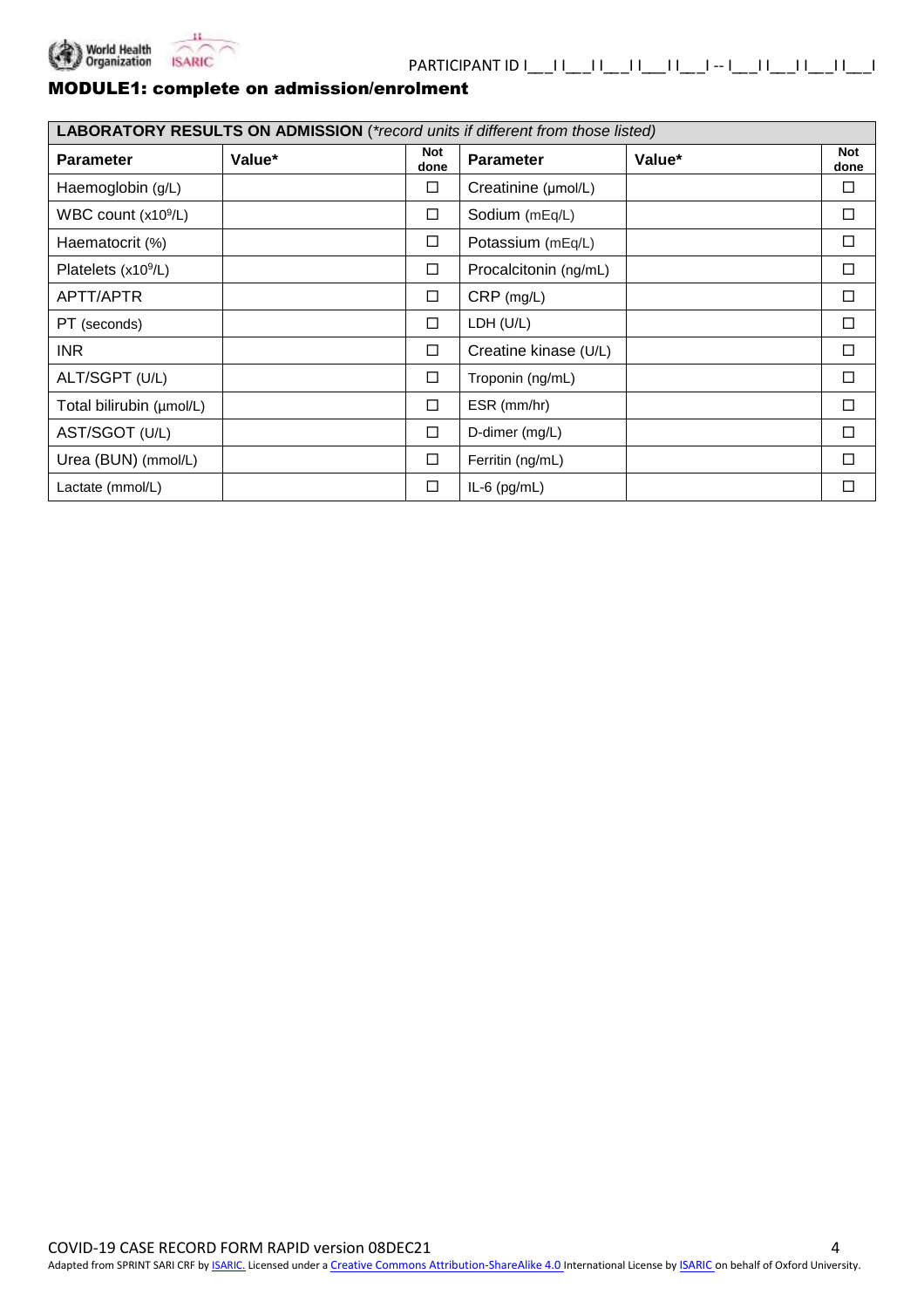PARTICIPANT ID I___I I___I I___I I___I I___I -- I___I I___I I___I I___I

## MODULE1: complete on admission/enrolment

| **LABORATORY RESULTS ON ADMISSION** (*\*record units if different from those listed*) | | | | | |
|---|---|---|---|---|---|
| **Parameter** | **Value*** | **Not done** | **Parameter** | **Value*** | **Not done** |
| Haemoglobin (g/L) | | ☐ | Creatinine (μmol/L) | | ☐ |
| WBC count (x10$^9$/L) | | ☐ | Sodium (mEq/L) | | ☐ |
| Haematocrit (%) | | ☐ | Potassium (mEq/L) | | ☐ |
| Platelets (x10$^9$/L) | | ☐ | Procalcitonin (ng/mL) | | ☐ |
| APTT/APTR | | ☐ | CRP (mg/L) | | ☐ |
| PT (seconds) | | ☐ | LDH (U/L) | | ☐ |
| INR | | ☐ | Creatine kinase (U/L) | | ☐ |
| ALT/SGPT (U/L) | | ☐ | Troponin (ng/mL) | | ☐ |
| Total bilirubin (μmol/L) | | ☐ | ESR (mm/hr) | | ☐ |
| AST/SGOT (U/L) | | ☐ | D-dimer (mg/L) | | ☐ |
| Urea (BUN) (mmol/L) | | ☐ | Ferritin (ng/mL) | | ☐ |
| Lactate (mmol/L) | | ☐ | IL-6 (pg/mL) | | ☐ |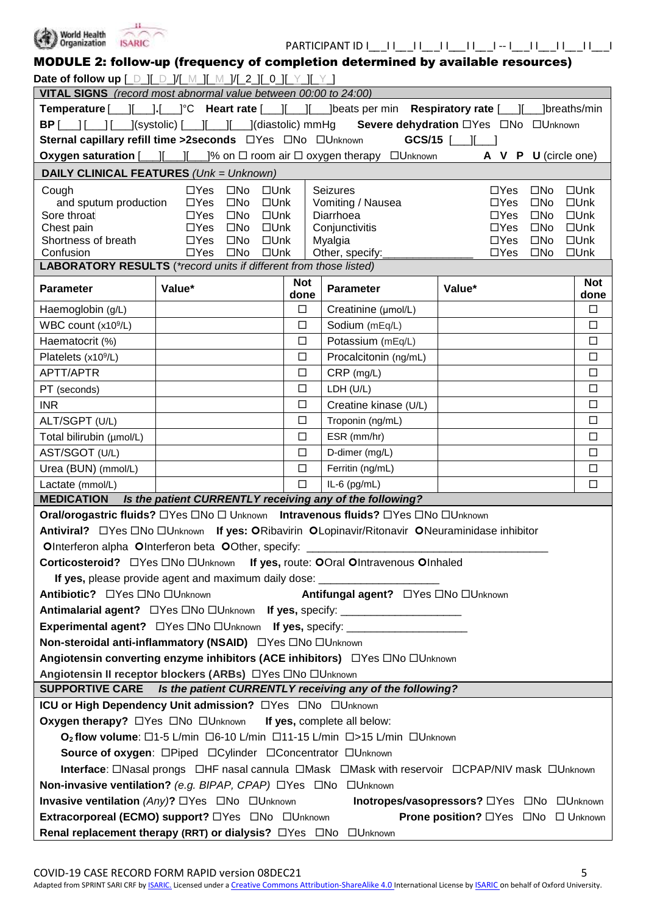PARTICIPANT ID I__I I__I I__I I__I I__I I__I -- I__I I__I I__I I__I I__I

## MODULE 2: follow-up (frequency of completion determined by available resources)

**Date of follow up** [_D_][_D_]/[_M_][_M_]/[_2_][_0_][_Y_][_Y_]

**VITAL SIGNS** *(record most abnormal value between 00:00 to 24:00)*

**Temperature** [___][___].[___]°C **Heart rate** [___][___][___]beats per min **Respiratory rate** [___][___]breaths/min

**BP** [___][___][___](systolic) [___][___][___](diastolic) mmHg **Severe dehydration** ☐Yes ☐No ☐Unknown

**Sternal capillary refill time >2seconds** ☐Yes ☐No ☐Unknown **GCS/15** [___][___]

**Oxygen saturation** [___][___][___]% on ☐ room air ☐ oxygen therapy ☐Unknown **A V P U** (circle one)

**DAILY CLINICAL FEATURES** *(Unk = Unknown)*

| | | | | | | | |
|---|---|---|---|---|---|---|---|
| Cough | ☐Yes | ☐No | ☐Unk | Seizures | ☐Yes | ☐No | ☐Unk |
| and sputum production | ☐Yes | ☐No | ☐Unk | Vomiting / Nausea | ☐Yes | ☐No | ☐Unk |
| Sore throat | ☐Yes | ☐No | ☐Unk | Diarrhoea | ☐Yes | ☐No | ☐Unk |
| Chest pain | ☐Yes | ☐No | ☐Unk | Conjunctivitis | ☐Yes | ☐No | ☐Unk |
| Shortness of breath | ☐Yes | ☐No | ☐Unk | Myalgia | ☐Yes | ☐No | ☐Unk |
| Confusion | ☐Yes | ☐No | ☐Unk | Other, specify:_______________ | ☐Yes | ☐No | ☐Unk |

**LABORATORY RESULTS** *(\*record units if different from those listed)*

| Parameter | Value* | Not done | Parameter | Value* | Not done |
|---|---|---|---|---|---|
| Haemoglobin (g/L) | | ☐ | Creatinine (μmol/L) | | ☐ |
| WBC count ($x10^9$/L) | | ☐ | Sodium (mEq/L) | | ☐ |
| Haematocrit (%) | | ☐ | Potassium (mEq/L) | | ☐ |
| Platelets ($x10^9$/L) | | ☐ | Procalcitonin (ng/mL) | | ☐ |
| APTT/APTR | | ☐ | CRP (mg/L) | | ☐ |
| PT (seconds) | | ☐ | LDH (U/L) | | ☐ |
| INR | | ☐ | Creatine kinase (U/L) | | ☐ |
| ALT/SGPT (U/L) | | ☐ | Troponin (ng/mL) | | ☐ |
| Total bilirubin (μmol/L) | | ☐ | ESR (mm/hr) | | ☐ |
| AST/SGOT (U/L) | | ☐ | D-dimer (mg/L) | | ☐ |
| Urea (BUN) (mmol/L) | | ☐ | Ferritin (ng/mL) | | ☐ |
| Lactate (mmol/L) | | ☐ | IL-6 (pg/mL) | | ☐ |

**MEDICATION** ***Is the patient CURRENTLY receiving any of the following?***

**Oral/orogastric fluids?** ☐Yes ☐No ☐ Unknown **Intravenous fluids?** ☐Yes ☐No ☐Unknown

**Antiviral?** ☐Yes ☐No ☐Unknown **If yes:** ORibavirin OLopinavir/Ritonavir ONeuraminidase inhibitor OInterferon alpha OInterferon beta OOther, specify: ________________________________________

**Corticosteroid?** ☐Yes ☐No ☐Unknown **If yes,** route: OOral OIntravenous OInhaled

**If yes,** please provide agent and maximum daily dose: ____________________

**Antibiotic?** ☐Yes ☐No ☐Unknown **Antifungal agent?** ☐Yes ☐No ☐Unknown

**Antimalarial agent?** ☐Yes ☐No ☐Unknown **If yes,** specify: ____________________

**Experimental agent?** ☐Yes ☐No ☐Unknown **If yes,** specify: ____________________

**Non-steroidal anti-inflammatory (NSAID)** ☐Yes ☐No ☐Unknown

**Angiotensin converting enzyme inhibitors (ACE inhibitors)** ☐Yes ☐No ☐Unknown

**Angiotensin II receptor blockers (ARBs)** ☐Yes ☐No ☐Unknown

**SUPPORTIVE CARE** ***Is the patient CURRENTLY receiving any of the following?***

**ICU or High Dependency Unit admission?** ☐Yes ☐No ☐Unknown

**Oxygen therapy?** ☐Yes ☐No ☐Unknown **If yes,** complete all below:

**$O_2$ flow volume**: ☐1-5 L/min ☐6-10 L/min ☐11-15 L/min ☐>15 L/min ☐Unknown

**Source of oxygen**: ☐Piped ☐Cylinder ☐Concentrator ☐Unknown

**Interface**: ☐Nasal prongs ☐HF nasal cannula ☐Mask ☐Mask with reservoir ☐CPAP/NIV mask ☐Unknown

**Non-invasive ventilation?** *(e.g. BIPAP, CPAP)* ☐Yes ☐No ☐Unknown

**Invasive ventilation** *(Any)***?** ☐Yes ☐No ☐Unknown **Inotropes/vasopressors?** ☐Yes ☐No ☐Unknown

**Extracorporeal (ECMO) support?** ☐Yes ☐No ☐Unknown **Prone position?** ☐Yes ☐No ☐ Unknown

**Renal replacement therapy (RRT) or dialysis?** ☐Yes ☐No ☐Unknown

COVID-19 CASE RECORD FORM RAPID version 08DEC21

Adapted from SPRINT SARI CRF by ISARIC. Licensed under a Creative Commons Attribution-ShareAlike 4.0 International License by ISARIC on behalf of Oxford University.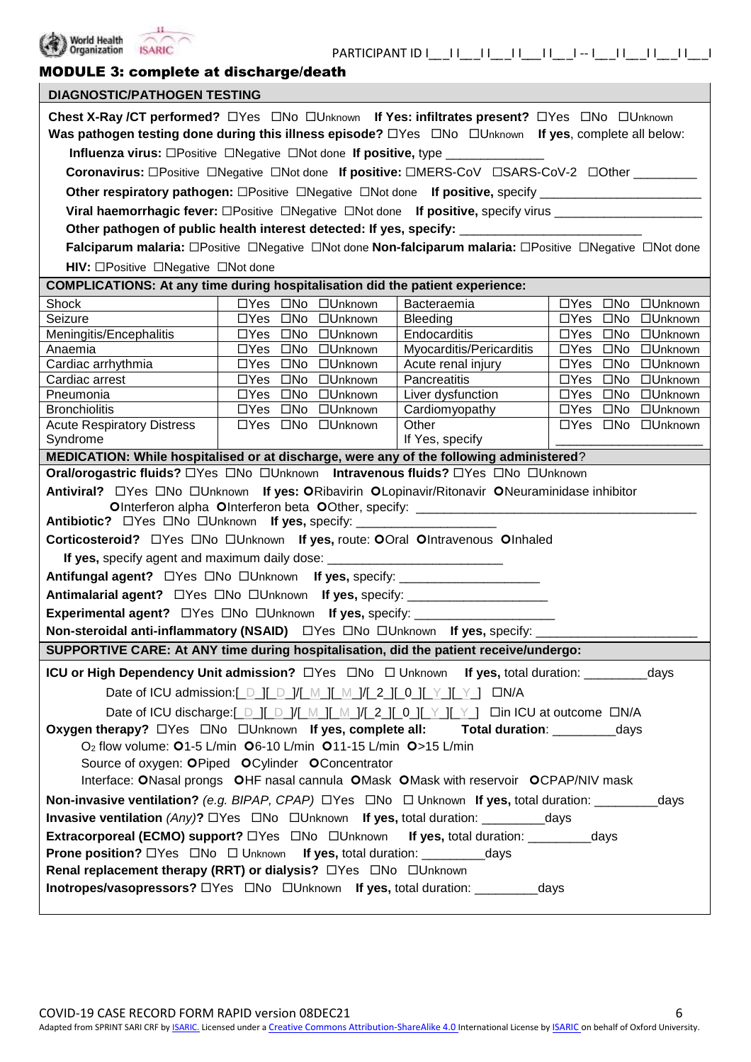PARTICIPANT ID I__I I__I I__I I__I I__I I__I -- I__I I__I I__I I__I I__I

## MODULE 3: complete at discharge/death

### DIAGNOSTIC/PATHOGEN TESTING

**Chest X-Ray /CT performed?** ☐Yes ☐No ☐Unknown **If Yes: infiltrates present?** ☐Yes ☐No ☐Unknown

**Was pathogen testing done during this illness episode?** ☐Yes ☐No ☐Unknown **If yes**, complete all below:

**Influenza virus:** ☐Positive ☐Negative ☐Not done **If positive,** type _______________

**Coronavirus:** ☐Positive ☐Negative ☐Not done **If positive:** ☐MERS-CoV ☐SARS-CoV-2 ☐Other _________

**Other respiratory pathogen:** ☐Positive ☐Negative ☐Not done **If positive,** specify _______________________

**Viral haemorrhagic fever:** ☐Positive ☐Negative ☐Not done **If positive,** specify virus _____________________

**Other pathogen of public health interest detected: If yes, specify:** __________________________

**Falciparum malaria:** ☐Positive ☐Negative ☐Not done **Non-falciparum malaria:** ☐Positive ☐Negative ☐Not done

**HIV:** ☐Positive ☐Negative ☐Not done

### COMPLICATIONS: At any time during hospitalisation did the patient experience:

| | | | |
|---|---|---|---|
| Shock | ☐Yes ☐No ☐Unknown | Bacteraemia | ☐Yes ☐No ☐Unknown |
| Seizure | ☐Yes ☐No ☐Unknown | Bleeding | ☐Yes ☐No ☐Unknown |
| Meningitis/Encephalitis | ☐Yes ☐No ☐Unknown | Endocarditis | ☐Yes ☐No ☐Unknown |
| Anaemia | ☐Yes ☐No ☐Unknown | Myocarditis/Pericarditis | ☐Yes ☐No ☐Unknown |
| Cardiac arrhythmia | ☐Yes ☐No ☐Unknown | Acute renal injury | ☐Yes ☐No ☐Unknown |
| Cardiac arrest | ☐Yes ☐No ☐Unknown | Pancreatitis | ☐Yes ☐No ☐Unknown |
| Pneumonia | ☐Yes ☐No ☐Unknown | Liver dysfunction | ☐Yes ☐No ☐Unknown |
| Bronchiolitis | ☐Yes ☐No ☐Unknown | Cardiomyopathy | ☐Yes ☐No ☐Unknown |
| Acute Respiratory Distress Syndrome | ☐Yes ☐No ☐Unknown | Other If Yes, specify | ☐Yes ☐No ☐Unknown _____________________ |

### MEDICATION: While hospitalised or at discharge, were any of the following administered?

**Oral/orogastric fluids?** ☐Yes ☐No ☐Unknown **Intravenous fluids?** ☐Yes ☐No ☐Unknown

**Antiviral?** ☐Yes ☐No ☐Unknown **If yes:** ORibavirin OLopinavir/Ritonavir ONeuraminidase inhibitor OInterferon alpha OInterferon beta OOther, specify: ___________________________________________

**Antibiotic?** ☐Yes ☐No ☐Unknown **If yes,** specify: ____________________

**Corticosteroid?** ☐Yes ☐No ☐Unknown **If yes,** route: OOral OIntravenous OInhaled

**If yes,** specify agent and maximum daily dose: _________________________

**Antifungal agent?** ☐Yes ☐No ☐Unknown **If yes,** specify: ____________________

**Antimalarial agent?** ☐Yes ☐No ☐Unknown **If yes,** specify: ____________________

**Experimental agent?** ☐Yes ☐No ☐Unknown **If yes,** specify: ____________________

**Non-steroidal anti-inflammatory (NSAID)** ☐Yes ☐No ☐Unknown **If yes,** specify: ______________________

### SUPPORTIVE CARE: At ANY time during hospitalisation, did the patient receive/undergo:

**ICU or High Dependency Unit admission?** ☐Yes ☐No ☐ Unknown **If yes,** total duration: _________days

Date of ICU admission:[_D_][_D_]/[_M_][_M_]/[_2_][_0_][_Y_][_Y_] ☐N/A

Date of ICU discharge:[_D_][_D_]/[_M_][_M_]/[_2_][_0_][_Y_][_Y_] ☐in ICU at outcome ☐N/A

**Oxygen therapy?** ☐Yes ☐No ☐Unknown **If yes, complete all: Total duration**: _________days

$O_2$ flow volume: O1-5 L/min O6-10 L/min O11-15 L/min O>15 L/min

Source of oxygen: OPiped OCylinder OConcentrator

Interface: ONasal prongs OHF nasal cannula OMask OMask with reservoir OCPAP/NIV mask

**Non-invasive ventilation?** *(e.g. BIPAP, CPAP)* ☐Yes ☐No ☐ Unknown **If yes,** total duration: _________days

**Invasive ventilation** *(Any)*? ☐Yes ☐No ☐Unknown **If yes,** total duration: _________days

**Extracorporeal (ECMO) support?** ☐Yes ☐No ☐Unknown **If yes,** total duration: _________days

**Prone position?** ☐Yes ☐No ☐ Unknown **If yes,** total duration: _________days

**Renal replacement therapy (RRT) or dialysis?** ☐Yes ☐No ☐Unknown

**Inotropes/vasopressors?** ☐Yes ☐No ☐Unknown **If yes,** total duration: _________days

COVID-19 CASE RECORD FORM RAPID version 08DEC21

Adapted from SPRINT SARI CRF by ISARIC. Licensed under a Creative Commons Attribution-ShareAlike 4.0 International License by ISARIC on behalf of Oxford University.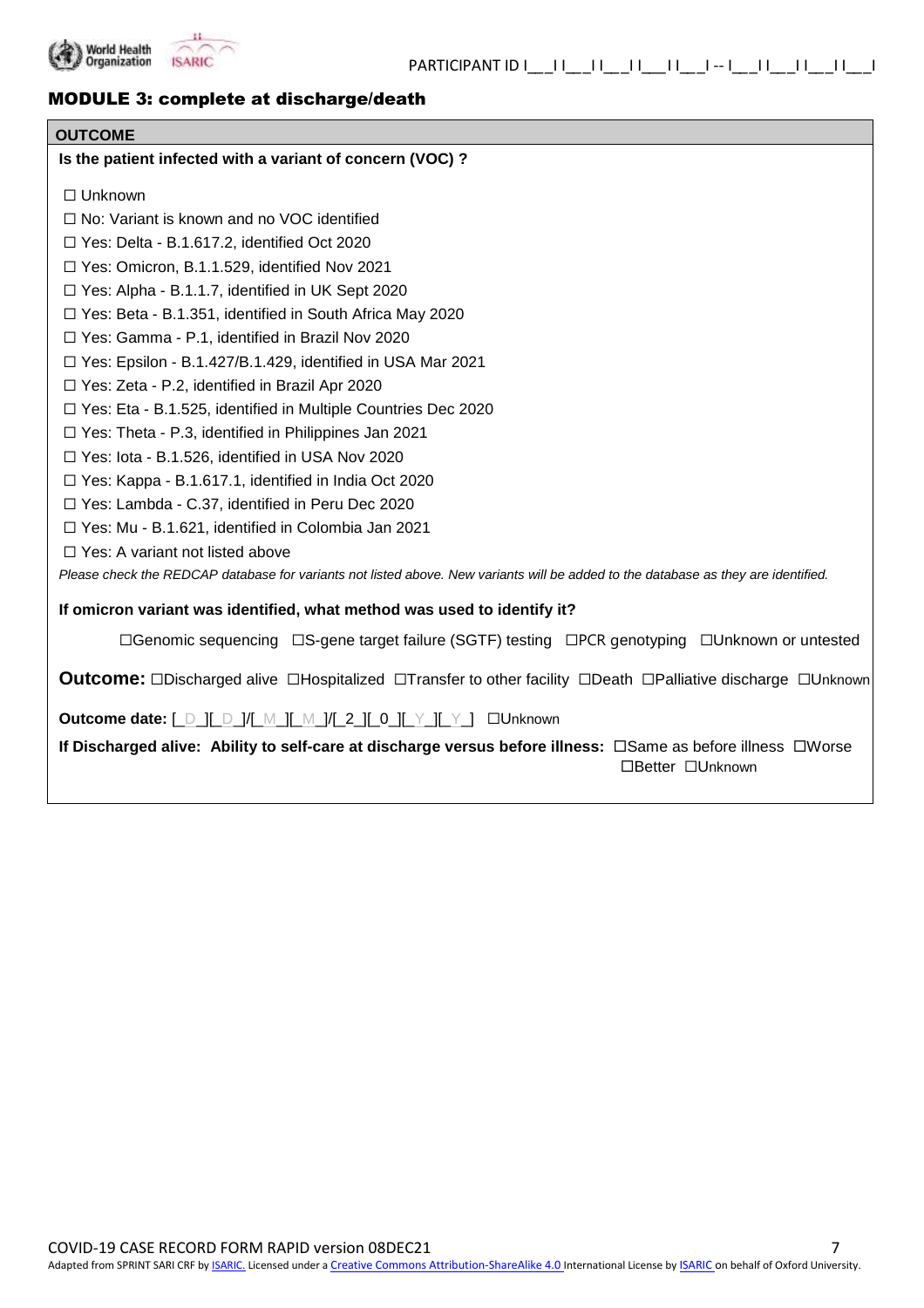PARTICIPANT ID I\_\_\_I I\_\_\_I I\_\_\_I I\_\_\_I I\_\_\_I -- I\_\_\_I I\_\_\_I I\_\_\_I I\_\_\_I

## MODULE 3: complete at discharge/death

### OUTCOME

**Is the patient infected with a variant of concern (VOC) ?**

☐ Unknown
☐ No: Variant is known and no VOC identified
☐ Yes: Delta - B.1.617.2, identified Oct 2020
☐ Yes: Omicron, B.1.1.529, identified Nov 2021
☐ Yes: Alpha - B.1.1.7, identified in UK Sept 2020
☐ Yes: Beta - B.1.351, identified in South Africa May 2020
☐ Yes: Gamma - P.1, identified in Brazil Nov 2020
☐ Yes: Epsilon - B.1.427/B.1.429, identified in USA Mar 2021
☐ Yes: Zeta - P.2, identified in Brazil Apr 2020
☐ Yes: Eta - B.1.525, identified in Multiple Countries Dec 2020
☐ Yes: Theta - P.3, identified in Philippines Jan 2021
☐ Yes: Iota - B.1.526, identified in USA Nov 2020
☐ Yes: Kappa - B.1.617.1, identified in India Oct 2020
☐ Yes: Lambda - C.37, identified in Peru Dec 2020
☐ Yes: Mu - B.1.621, identified in Colombia Jan 2021
☐ Yes: A variant not listed above

*Please check the REDCAP database for variants not listed above. New variants will be added to the database as they are identified.*

**If omicron variant was identified, what method was used to identify it?**

☐Genomic sequencing ☐S-gene target failure (SGTF) testing ☐PCR genotyping ☐Unknown or untested

**Outcome:** ☐Discharged alive ☐Hospitalized ☐Transfer to other facility ☐Death ☐Palliative discharge ☐Unknown

**Outcome date:** [_D_][_D_]/[_M_][_M_]/[_2_][_0_][_Y_][_Y_] ☐Unknown

**If Discharged alive: Ability to self-care at discharge versus before illness:** ☐Same as before illness ☐Worse ☐Better ☐Unknown

COVID-19 CASE RECORD FORM RAPID version 08DEC21

Adapted from SPRINT SARI CRF by ISARIC. Licensed under a Creative Commons Attribution-ShareAlike 4.0 International License by ISARIC on behalf of Oxford University.